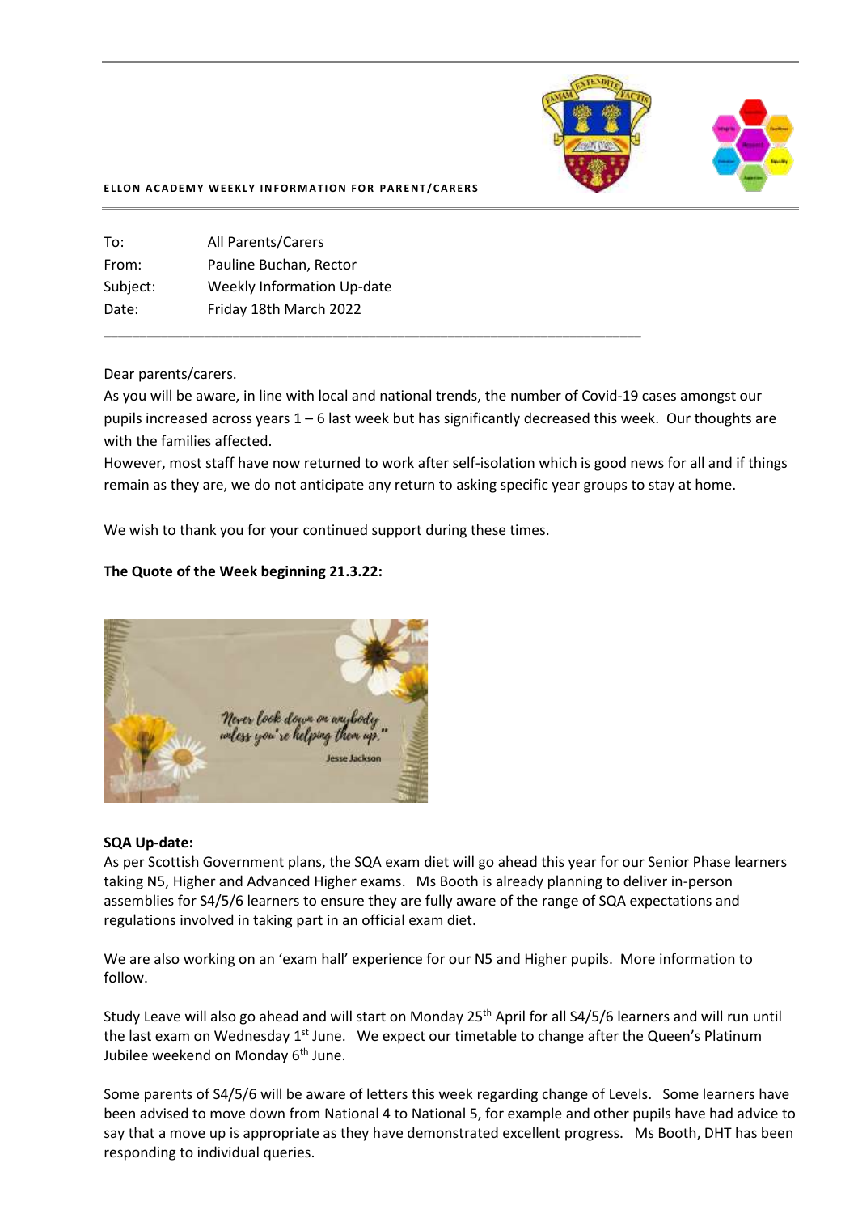**ELLON ACADEMY WEEKLY INFORMATION FOR PARENT/CARERS**

| | |
|---|---|
| To: | All Parents/Carers |
| From: | Pauline Buchan, Rector |
| Subject: | Weekly Information Up-date |
| Date: | Friday 18th March 2022 |

Dear parents/carers.

As you will be aware, in line with local and national trends, the number of Covid-19 cases amongst our pupils increased across years 1 – 6 last week but has significantly decreased this week. Our thoughts are with the families affected.

However, most staff have now returned to work after self-isolation which is good news for all and if things remain as they are, we do not anticipate any return to asking specific year groups to stay at home.

We wish to thank you for your continued support during these times.

**The Quote of the Week beginning 21.3.22:**

"Never look down on anybody unless you're helping them up."

Jesse Jackson

**SQA Up-date:**

As per Scottish Government plans, the SQA exam diet will go ahead this year for our Senior Phase learners taking N5, Higher and Advanced Higher exams. Ms Booth is already planning to deliver in-person assemblies for S4/5/6 learners to ensure they are fully aware of the range of SQA expectations and regulations involved in taking part in an official exam diet.

We are also working on an 'exam hall' experience for our N5 and Higher pupils. More information to follow.

Study Leave will also go ahead and will start on Monday 25th April for all S4/5/6 learners and will run until the last exam on Wednesday 1st June. We expect our timetable to change after the Queen's Platinum Jubilee weekend on Monday 6th June.

Some parents of S4/5/6 will be aware of letters this week regarding change of Levels. Some learners have been advised to move down from National 4 to National 5, for example and other pupils have had advice to say that a move up is appropriate as they have demonstrated excellent progress. Ms Booth, DHT has been responding to individual queries.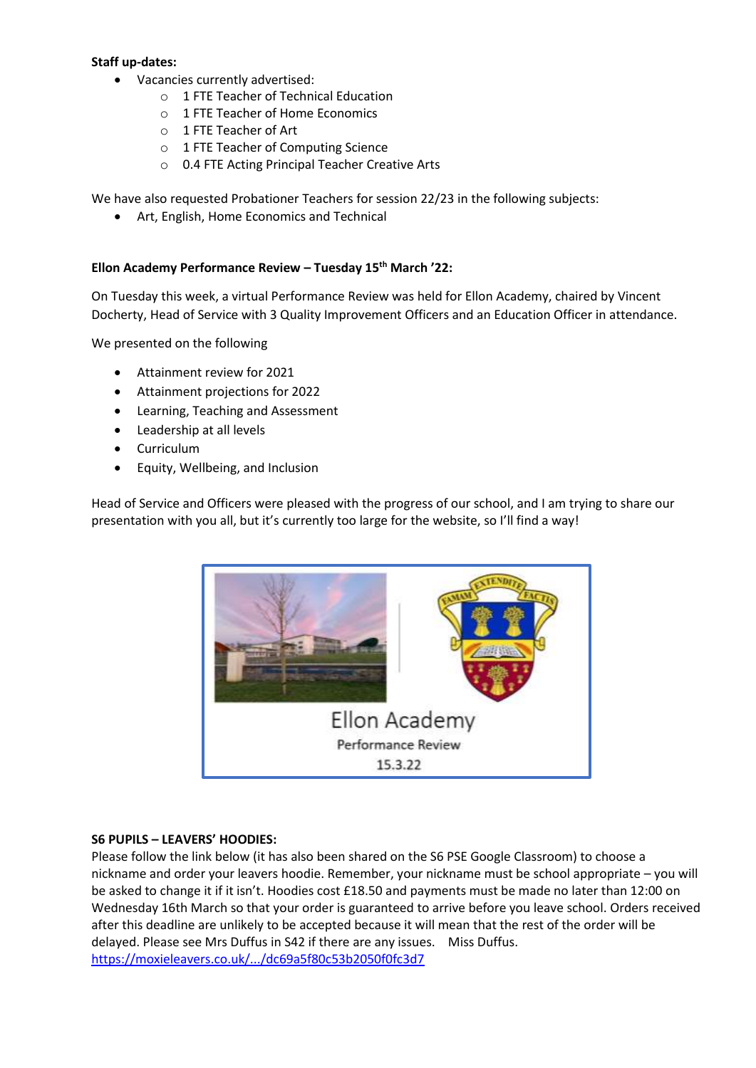**Staff up-dates:**

- Vacancies currently advertised:
    - 1 FTE Teacher of Technical Education
    - 1 FTE Teacher of Home Economics
    - 1 FTE Teacher of Art
    - 1 FTE Teacher of Computing Science
    - 0.4 FTE Acting Principal Teacher Creative Arts

We have also requested Probationer Teachers for session 22/23 in the following subjects:

- Art, English, Home Economics and Technical

**Ellon Academy Performance Review – Tuesday 15th March '22:**

On Tuesday this week, a virtual Performance Review was held for Ellon Academy, chaired by Vincent Docherty, Head of Service with 3 Quality Improvement Officers and an Education Officer in attendance.

We presented on the following

- Attainment review for 2021
- Attainment projections for 2022
- Learning, Teaching and Assessment
- Leadership at all levels
- Curriculum
- Equity, Wellbeing, and Inclusion

Head of Service and Officers were pleased with the progress of our school, and I am trying to share our presentation with you all, but it's currently too large for the website, so I'll find a way!

Ellon Academy
Performance Review
15.3.22

**S6 PUPILS – LEAVERS' HOODIES:**

Please follow the link below (it has also been shared on the S6 PSE Google Classroom) to choose a nickname and order your leavers hoodie. Remember, your nickname must be school appropriate – you will be asked to change it if it isn't. Hoodies cost £18.50 and payments must be made no later than 12:00 on Wednesday 16th March so that your order is guaranteed to arrive before you leave school. Orders received after this deadline are unlikely to be accepted because it will mean that the rest of the order will be delayed. Please see Mrs Duffus in S42 if there are any issues. Miss Duffus.
https://moxieleavers.co.uk/.../dc69a5f80c53b2050f0fc3d7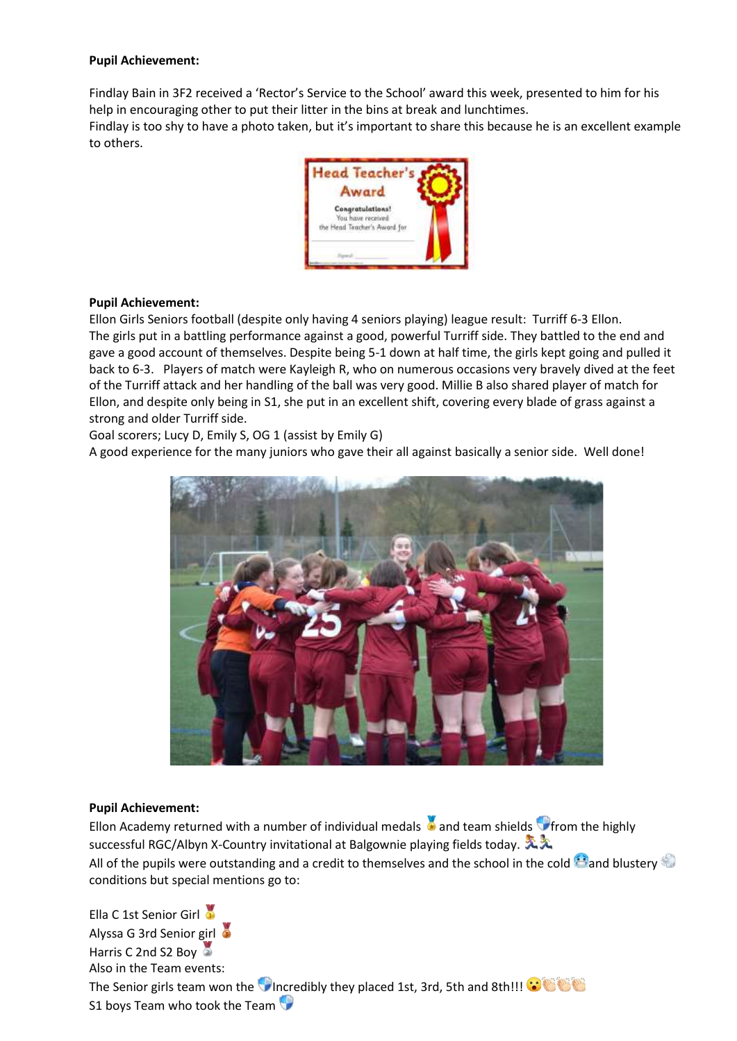**Pupil Achievement:**

Findlay Bain in 3F2 received a 'Rector's Service to the School' award this week, presented to him for his help in encouraging other to put their litter in the bins at break and lunchtimes.
Findlay is too shy to have a photo taken, but it's important to share this because he is an excellent example to others.

**Pupil Achievement:**

Ellon Girls Seniors football (despite only having 4 seniors playing) league result: Turriff 6-3 Ellon.
The girls put in a battling performance against a good, powerful Turriff side. They battled to the end and gave a good account of themselves. Despite being 5-1 down at half time, the girls kept going and pulled it back to 6-3. Players of match were Kayleigh R, who on numerous occasions very bravely dived at the feet of the Turriff attack and her handling of the ball was very good. Millie B also shared player of match for Ellon, and despite only being in S1, she put in an excellent shift, covering every blade of grass against a strong and older Turriff side.
Goal scorers; Lucy D, Emily S, OG 1 (assist by Emily G)
A good experience for the many juniors who gave their all against basically a senior side. Well done!

**Pupil Achievement:**

Ellon Academy returned with a number of individual medals 🏅 and team shields 🛡️ from the highly successful RGC/Albyn X-Country invitational at Balgownie playing fields today. 🏃🏃
All of the pupils were outstanding and a credit to themselves and the school in the cold 🥶 and blustery 💨 conditions but special mentions go to:

Ella C 1st Senior Girl 🥇
Alyssa G 3rd Senior girl 🥉
Harris C 2nd S2 Boy 🥈
Also in the Team events:
The Senior girls team won the 🛡️ Incredibly they placed 1st, 3rd, 5th and 8th!!! 😮👏👏👏
S1 boys Team who took the Team 🛡️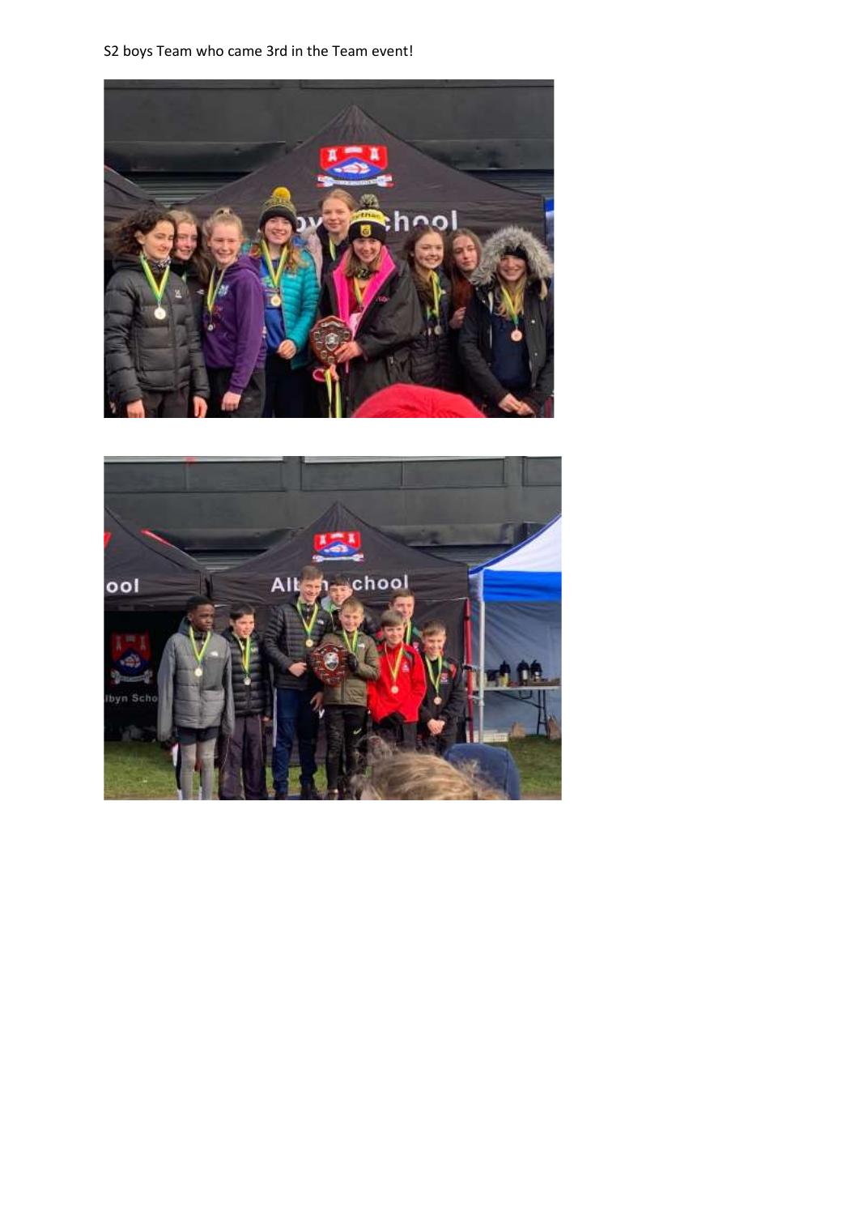S2 boys Team who came 3rd in the Team event!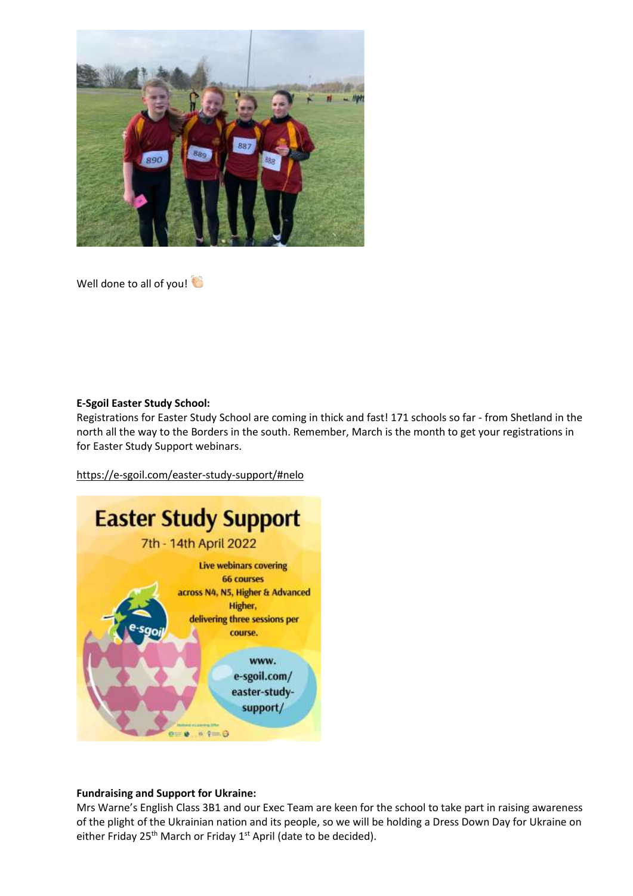Well done to all of you! 👏

**E-Sgoil Easter Study School:**
Registrations for Easter Study School are coming in thick and fast! 171 schools so far - from Shetland in the north all the way to the Borders in the south. Remember, March is the month to get your registrations in for Easter Study Support webinars.

https://e-sgoil.com/easter-study-support/#nelo

**Fundraising and Support for Ukraine:**
Mrs Warne's English Class 3B1 and our Exec Team are keen for the school to take part in raising awareness of the plight of the Ukrainian nation and its people, so we will be holding a Dress Down Day for Ukraine on either Friday 25th March or Friday 1st April (date to be decided).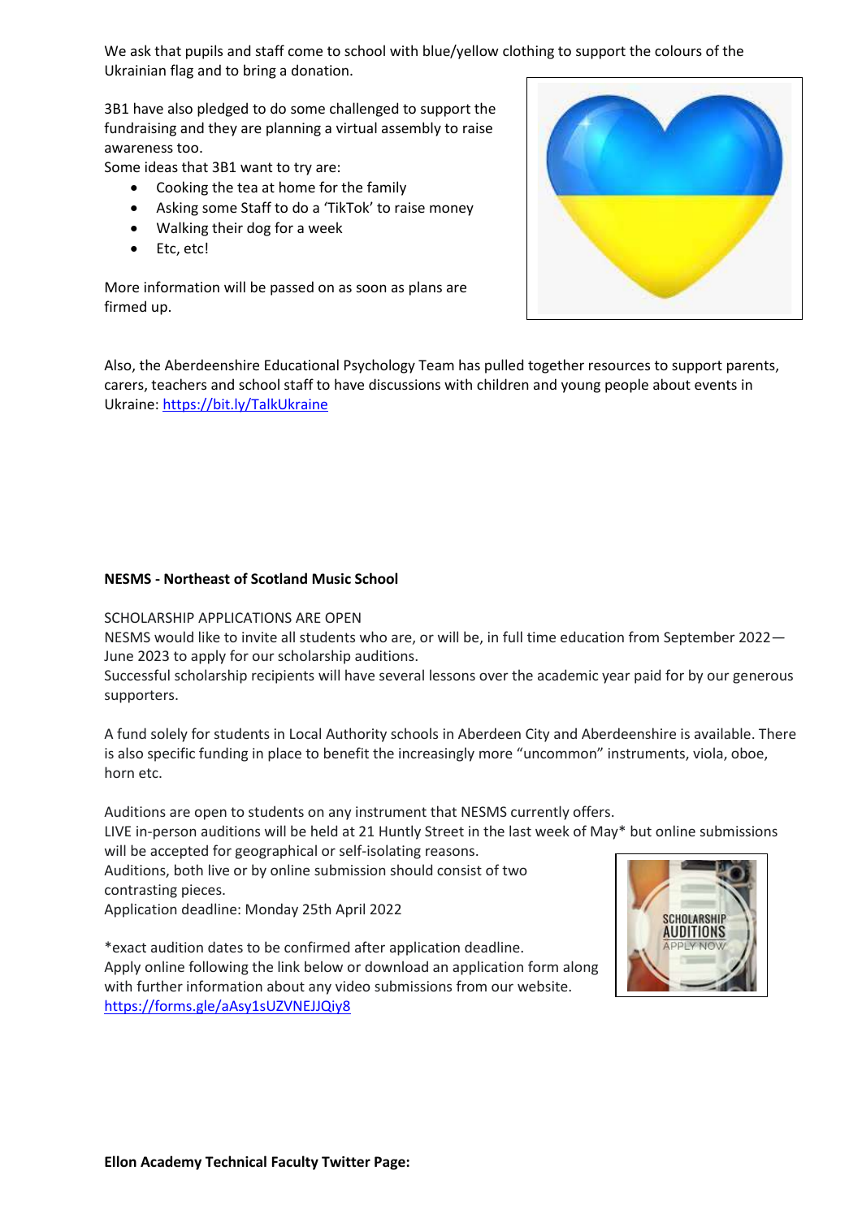We ask that pupils and staff come to school with blue/yellow clothing to support the colours of the Ukrainian flag and to bring a donation.

3B1 have also pledged to do some challenged to support the fundraising and they are planning a virtual assembly to raise awareness too.
Some ideas that 3B1 want to try are:

- Cooking the tea at home for the family
- Asking some Staff to do a 'TikTok' to raise money
- Walking their dog for a week
- Etc, etc!

More information will be passed on as soon as plans are firmed up.

Also, the Aberdeenshire Educational Psychology Team has pulled together resources to support parents, carers, teachers and school staff to have discussions with children and young people about events in Ukraine: https://bit.ly/TalkUkraine

**NESMS - Northeast of Scotland Music School**

SCHOLARSHIP APPLICATIONS ARE OPEN
NESMS would like to invite all students who are, or will be, in full time education from September 2022—June 2023 to apply for our scholarship auditions.
Successful scholarship recipients will have several lessons over the academic year paid for by our generous supporters.

A fund solely for students in Local Authority schools in Aberdeen City and Aberdeenshire is available. There is also specific funding in place to benefit the increasingly more "uncommon" instruments, viola, oboe, horn etc.

Auditions are open to students on any instrument that NESMS currently offers.
LIVE in-person auditions will be held at 21 Huntly Street in the last week of May* but online submissions will be accepted for geographical or self-isolating reasons.
Auditions, both live or by online submission should consist of two contrasting pieces.
Application deadline: Monday 25th April 2022

*exact audition dates to be confirmed after application deadline.
Apply online following the link below or download an application form along with further information about any video submissions from our website.
https://forms.gle/aAsy1sUZVNEJJQiy8

**Ellon Academy Technical Faculty Twitter Page:**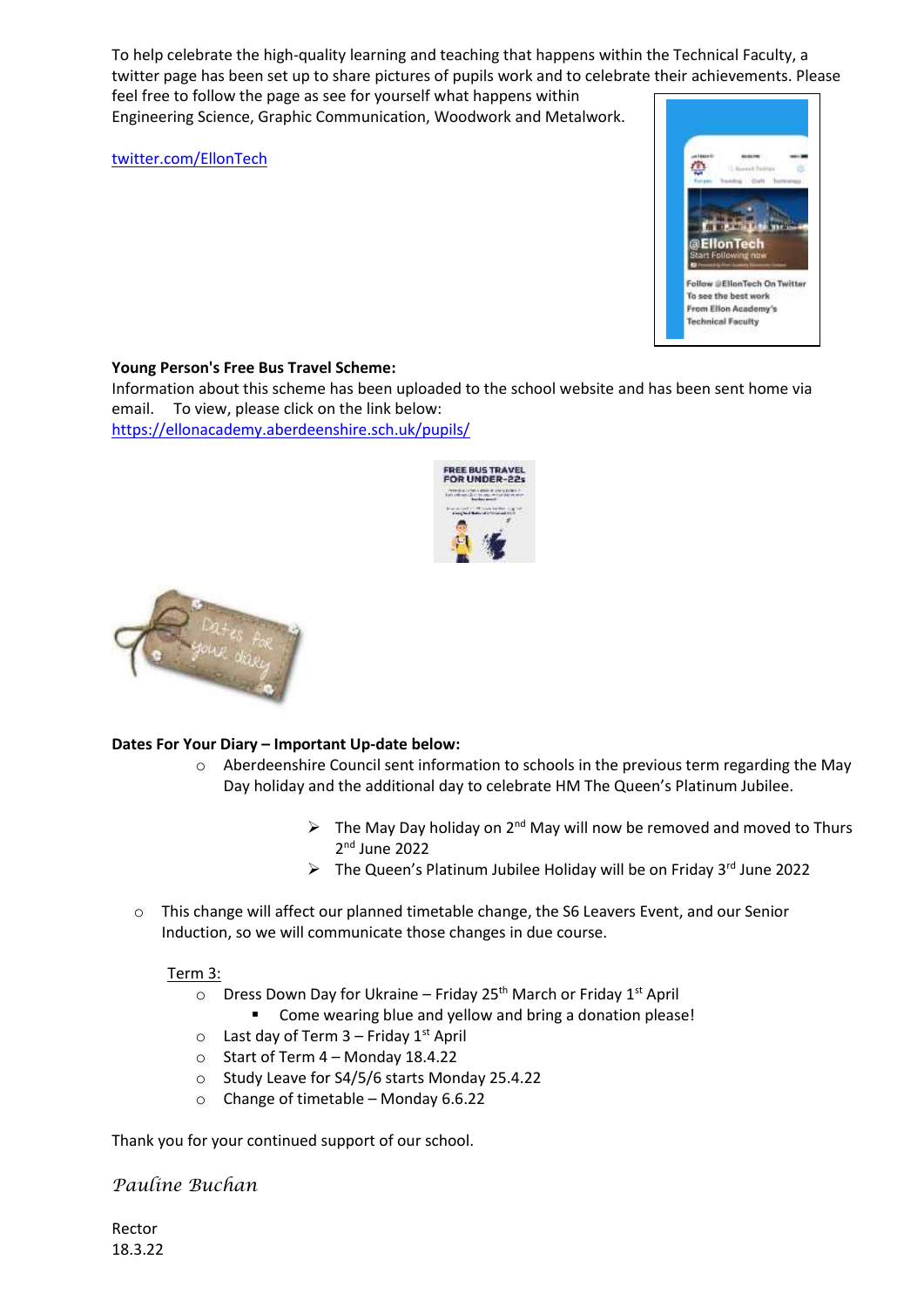To help celebrate the high-quality learning and teaching that happens within the Technical Faculty, a twitter page has been set up to share pictures of pupils work and to celebrate their achievements. Please feel free to follow the page as see for yourself what happens within Engineering Science, Graphic Communication, Woodwork and Metalwork.

[twitter.com/EllonTech](https://twitter.com/EllonTech)

**Young Person's Free Bus Travel Scheme:**
Information about this scheme has been uploaded to the school website and has been sent home via email. To view, please click on the link below:
[https://ellonacademy.aberdeenshire.sch.uk/pupils/](https://ellonacademy.aberdeenshire.sch.uk/pupils/)

**Dates For Your Diary – Important Up-date below:**

- Aberdeenshire Council sent information to schools in the previous term regarding the May Day holiday and the additional day to celebrate HM The Queen's Platinum Jubilee.
  - The May Day holiday on 2nd May will now be removed and moved to Thurs 2nd June 2022
  - The Queen's Platinum Jubilee Holiday will be on Friday 3rd June 2022
- This change will affect our planned timetable change, the S6 Leavers Event, and our Senior Induction, so we will communicate those changes in due course.

Term 3:

- Dress Down Day for Ukraine – Friday 25th March or Friday 1st April
  - Come wearing blue and yellow and bring a donation please!
- Last day of Term 3 – Friday 1st April
- Start of Term 4 – Monday 18.4.22
- Study Leave for S4/5/6 starts Monday 25.4.22
- Change of timetable – Monday 6.6.22

Thank you for your continued support of our school.

*Pauline Buchan*

Rector
18.3.22